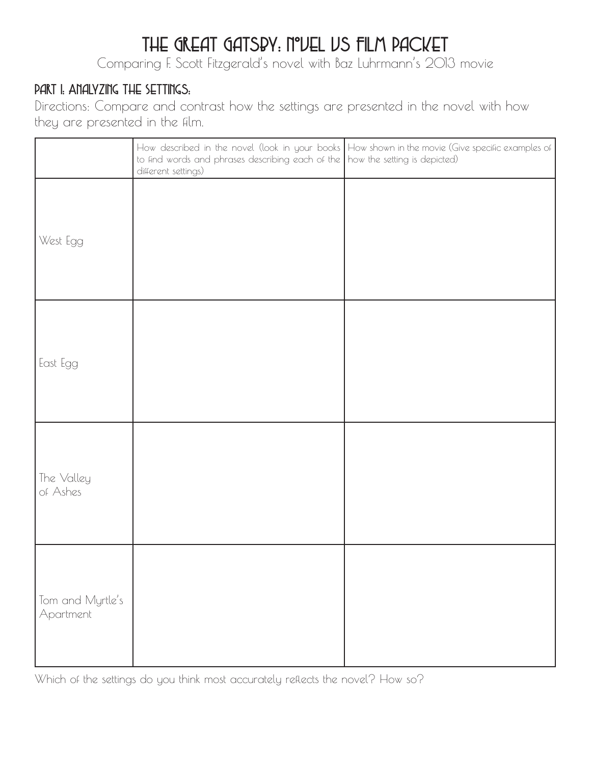# THE GREAT GATSBY: NOVEL VS FILM PACKET

Comparing F. Scott Fitzgerald's novel with Baz Luhrmann's 2013 movie

## PART I: ANALYZING THE SETTINGS:

Directions: Compare and contrast how the settings are presented in the novel with how they are presented in the film.

| | How described in the novel (look in your books to find words and phrases describing each of the different settings) | How shown in the movie (Give specific examples of how the setting is depicted) |
| --- | --- | --- |
| West Egg | | |
| East Egg | | |
| The Valley of Ashes | | |
| Tom and Myrtle's Apartment | | |

Which of the settings do you think most accurately reflects the novel? How so?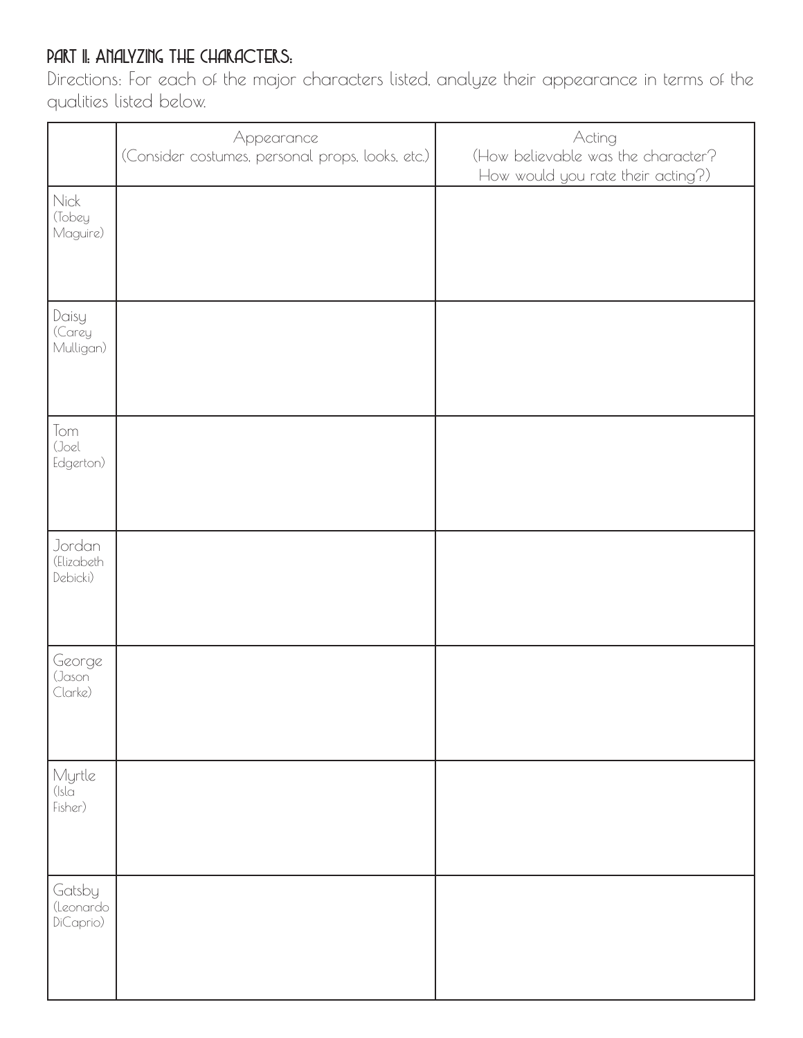## PART II: ANALYZING THE CHARACTERS:

Directions: For each of the major characters listed, analyze their appearance in terms of the qualities listed below.

| | Appearance (Consider costumes, personal props, looks, etc.) | Acting (How believable was the character? How would you rate their acting?) |
|---|---|---|
| Nick (Tobey Maguire) | | |
| Daisy (Carey Mulligan) | | |
| Tom (Joel Edgerton) | | |
| Jordan (Elizabeth Debicki) | | |
| George (Jason Clarke) | | |
| Myrtle (Isla Fisher) | | |
| Gatsby (Leonardo DiCaprio) | | |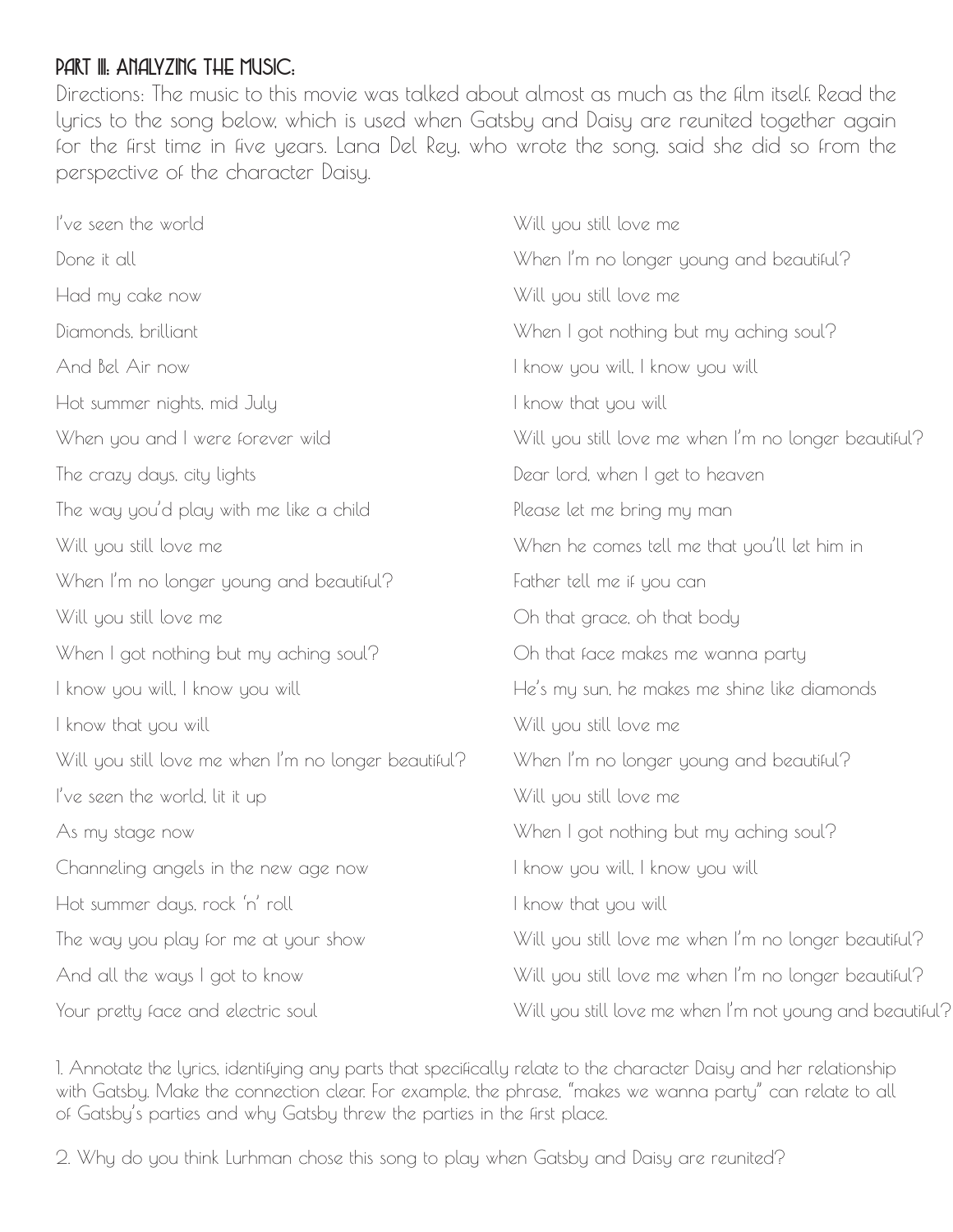## PART III: ANALYZING THE MUSIC:

Directions: The music to this movie was talked about almost as much as the film itself. Read the lyrics to the song below, which is used when Gatsby and Daisy are reunited together again for the first time in five years. Lana Del Rey, who wrote the song, said she did so from the perspective of the character Daisy.

I've seen the world
Done it all
Had my cake now
Diamonds, brilliant
And Bel Air now
Hot summer nights, mid July
When you and I were forever wild
The crazy days, city lights
The way you'd play with me like a child
Will you still love me
When I'm no longer young and beautiful?
Will you still love me
When I got nothing but my aching soul?
I know you will, I know you will
I know that you will
Will you still love me when I'm no longer beautiful?
I've seen the world, lit it up
As my stage now
Channeling angels in the new age now
Hot summer days, rock 'n' roll
The way you play for me at your show
And all the ways I got to know
Your pretty face and electric soul

Will you still love me
When I'm no longer young and beautiful?
Will you still love me
When I got nothing but my aching soul?
I know you will, I know you will
I know that you will
Will you still love me when I'm no longer beautiful?
Dear lord, when I get to heaven
Please let me bring my man
When he comes tell me that you'll let him in
Father tell me if you can
Oh that grace, oh that body
Oh that face makes me wanna party
He's my sun, he makes me shine like diamonds
Will you still love me
When I'm no longer young and beautiful?
Will you still love me
When I got nothing but my aching soul?
I know you will, I know you will
I know that you will
Will you still love me when I'm no longer beautiful?
Will you still love me when I'm no longer beautiful?
Will you still love me when I'm not young and beautiful?

1. Annotate the lyrics, identifying any parts that specifically relate to the character Daisy and her relationship with Gatsby. Make the connection clear. For example, the phrase, "makes we wanna party" can relate to all of Gatsby's parties and why Gatsby threw the parties in the first place.

2. Why do you think Lurhman chose this song to play when Gatsby and Daisy are reunited?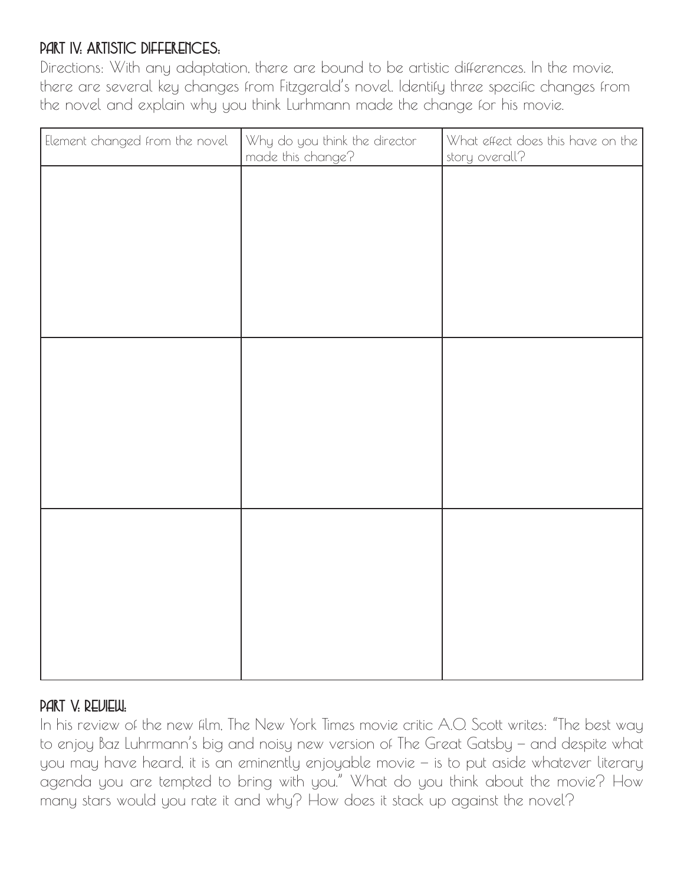## PART IV: ARTISTIC DIFFERENCES:

Directions: With any adaptation, there are bound to be artistic differences. In the movie, there are several key changes from Fitzgerald's novel. Identify three specific changes from the novel and explain why you think Lurhmann made the change for his movie.

| Element changed from the novel | Why do you think the director made this change? | What effect does this have on the story overall? |
| --- | --- | --- |
| | | |
| | | |
| | | |

## PART V: REVIEW:

In his review of the new film, The New York Times movie critic A.O. Scott writes: "The best way to enjoy Baz Luhrmann's big and noisy new version of The Great Gatsby – and despite what you may have heard, it is an eminently enjoyable movie – is to put aside whatever literary agenda you are tempted to bring with you." What do you think about the movie? How many stars would you rate it and why? How does it stack up against the novel?